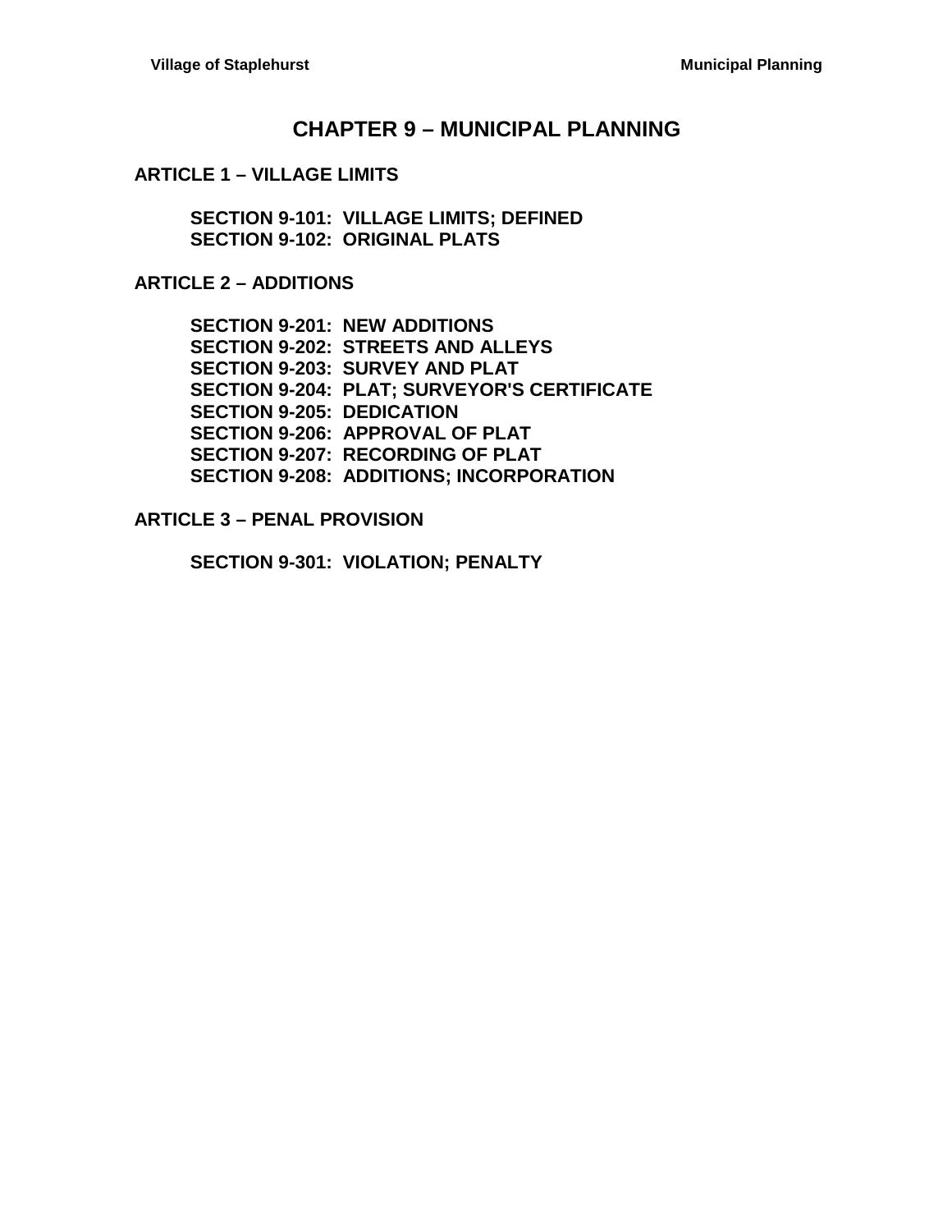# CHAPTER 9 – MUNICIPAL PLANNING

## ARTICLE 1 – VILLAGE LIMITS

**SECTION 9-101: VILLAGE LIMITS; DEFINED**
**SECTION 9-102: ORIGINAL PLATS**

## ARTICLE 2 – ADDITIONS

**SECTION 9-201: NEW ADDITIONS**
**SECTION 9-202: STREETS AND ALLEYS**
**SECTION 9-203: SURVEY AND PLAT**
**SECTION 9-204: PLAT; SURVEYOR'S CERTIFICATE**
**SECTION 9-205: DEDICATION**
**SECTION 9-206: APPROVAL OF PLAT**
**SECTION 9-207: RECORDING OF PLAT**
**SECTION 9-208: ADDITIONS; INCORPORATION**

## ARTICLE 3 – PENAL PROVISION

**SECTION 9-301: VIOLATION; PENALTY**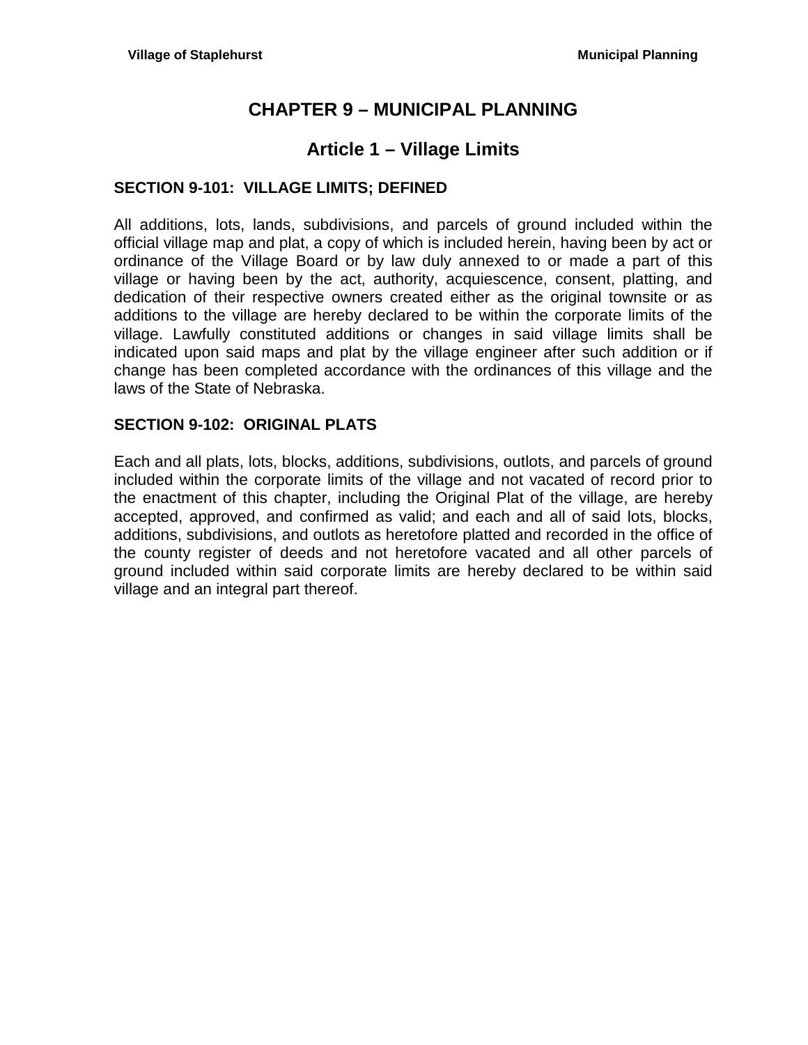# CHAPTER 9 – MUNICIPAL PLANNING

## Article 1 – Village Limits

### SECTION 9-101: VILLAGE LIMITS; DEFINED

All additions, lots, lands, subdivisions, and parcels of ground included within the official village map and plat, a copy of which is included herein, having been by act or ordinance of the Village Board or by law duly annexed to or made a part of this village or having been by the act, authority, acquiescence, consent, platting, and dedication of their respective owners created either as the original townsite or as additions to the village are hereby declared to be within the corporate limits of the village. Lawfully constituted additions or changes in said village limits shall be indicated upon said maps and plat by the village engineer after such addition or if change has been completed accordance with the ordinances of this village and the laws of the State of Nebraska.

### SECTION 9-102: ORIGINAL PLATS

Each and all plats, lots, blocks, additions, subdivisions, outlots, and parcels of ground included within the corporate limits of the village and not vacated of record prior to the enactment of this chapter, including the Original Plat of the village, are hereby accepted, approved, and confirmed as valid; and each and all of said lots, blocks, additions, subdivisions, and outlots as heretofore platted and recorded in the office of the county register of deeds and not heretofore vacated and all other parcels of ground included within said corporate limits are hereby declared to be within said village and an integral part thereof.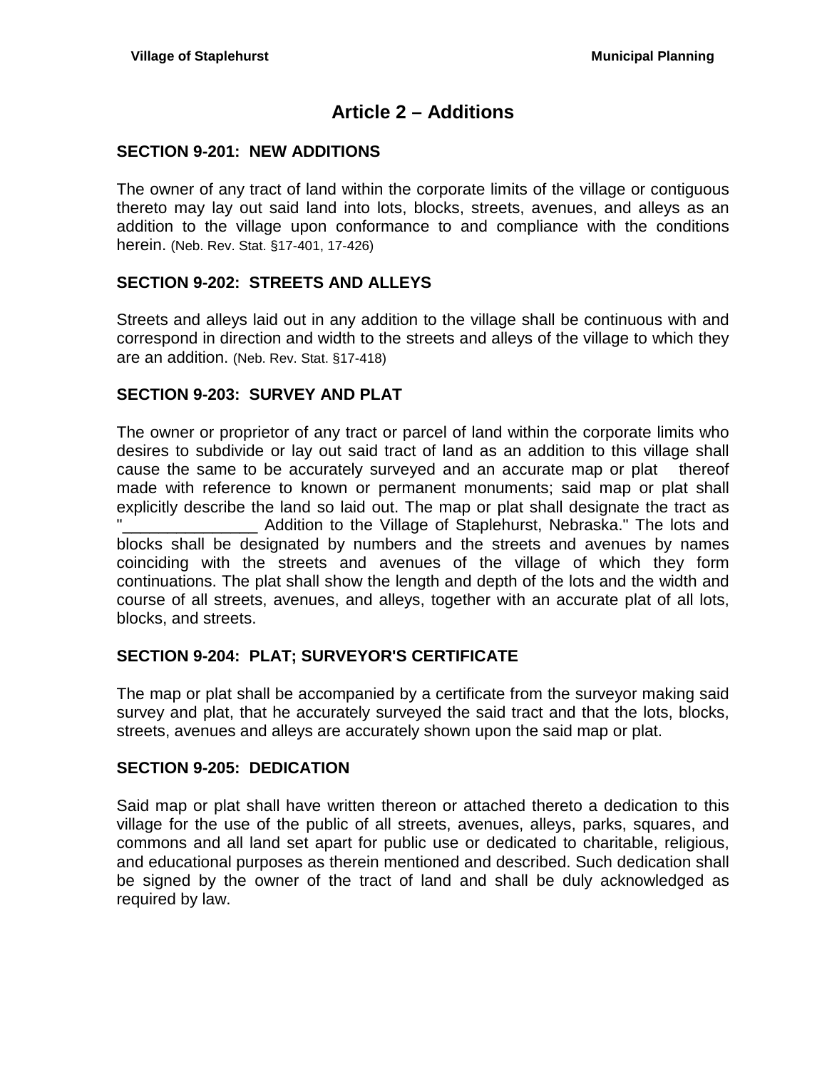# Article 2 – Additions

## SECTION 9-201: NEW ADDITIONS

The owner of any tract of land within the corporate limits of the village or contiguous thereto may lay out said land into lots, blocks, streets, avenues, and alleys as an addition to the village upon conformance to and compliance with the conditions herein. (Neb. Rev. Stat. §17-401, 17-426)

## SECTION 9-202: STREETS AND ALLEYS

Streets and alleys laid out in any addition to the village shall be continuous with and correspond in direction and width to the streets and alleys of the village to which they are an addition. (Neb. Rev. Stat. §17-418)

## SECTION 9-203: SURVEY AND PLAT

The owner or proprietor of any tract or parcel of land within the corporate limits who desires to subdivide or lay out said tract of land as an addition to this village shall cause the same to be accurately surveyed and an accurate map or plat thereof made with reference to known or permanent monuments; said map or plat shall explicitly describe the land so laid out. The map or plat shall designate the tract as "_______________ Addition to the Village of Staplehurst, Nebraska." The lots and blocks shall be designated by numbers and the streets and avenues by names coinciding with the streets and avenues of the village of which they form continuations. The plat shall show the length and depth of the lots and the width and course of all streets, avenues, and alleys, together with an accurate plat of all lots, blocks, and streets.

## SECTION 9-204: PLAT; SURVEYOR'S CERTIFICATE

The map or plat shall be accompanied by a certificate from the surveyor making said survey and plat, that he accurately surveyed the said tract and that the lots, blocks, streets, avenues and alleys are accurately shown upon the said map or plat.

## SECTION 9-205: DEDICATION

Said map or plat shall have written thereon or attached thereto a dedication to this village for the use of the public of all streets, avenues, alleys, parks, squares, and commons and all land set apart for public use or dedicated to charitable, religious, and educational purposes as therein mentioned and described. Such dedication shall be signed by the owner of the tract of land and shall be duly acknowledged as required by law.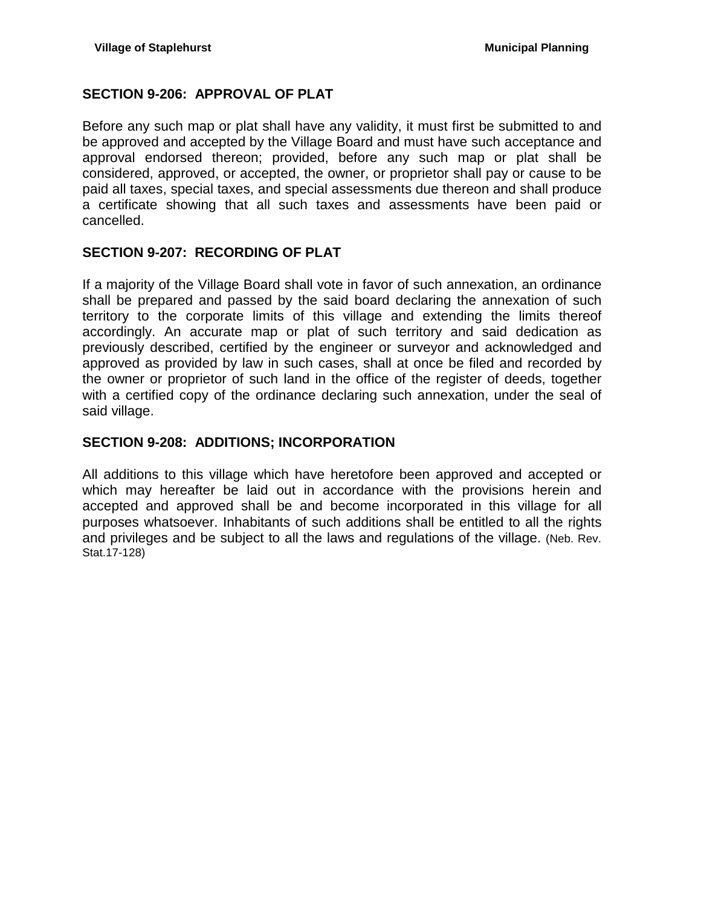## SECTION 9-206: APPROVAL OF PLAT

Before any such map or plat shall have any validity, it must first be submitted to and be approved and accepted by the Village Board and must have such acceptance and approval endorsed thereon; provided, before any such map or plat shall be considered, approved, or accepted, the owner, or proprietor shall pay or cause to be paid all taxes, special taxes, and special assessments due thereon and shall produce a certificate showing that all such taxes and assessments have been paid or cancelled.

## SECTION 9-207: RECORDING OF PLAT

If a majority of the Village Board shall vote in favor of such annexation, an ordinance shall be prepared and passed by the said board declaring the annexation of such territory to the corporate limits of this village and extending the limits thereof accordingly. An accurate map or plat of such territory and said dedication as previously described, certified by the engineer or surveyor and acknowledged and approved as provided by law in such cases, shall at once be filed and recorded by the owner or proprietor of such land in the office of the register of deeds, together with a certified copy of the ordinance declaring such annexation, under the seal of said village.

## SECTION 9-208: ADDITIONS; INCORPORATION

All additions to this village which have heretofore been approved and accepted or which may hereafter be laid out in accordance with the provisions herein and accepted and approved shall be and become incorporated in this village for all purposes whatsoever. Inhabitants of such additions shall be entitled to all the rights and privileges and be subject to all the laws and regulations of the village. (Neb. Rev. Stat.17-128)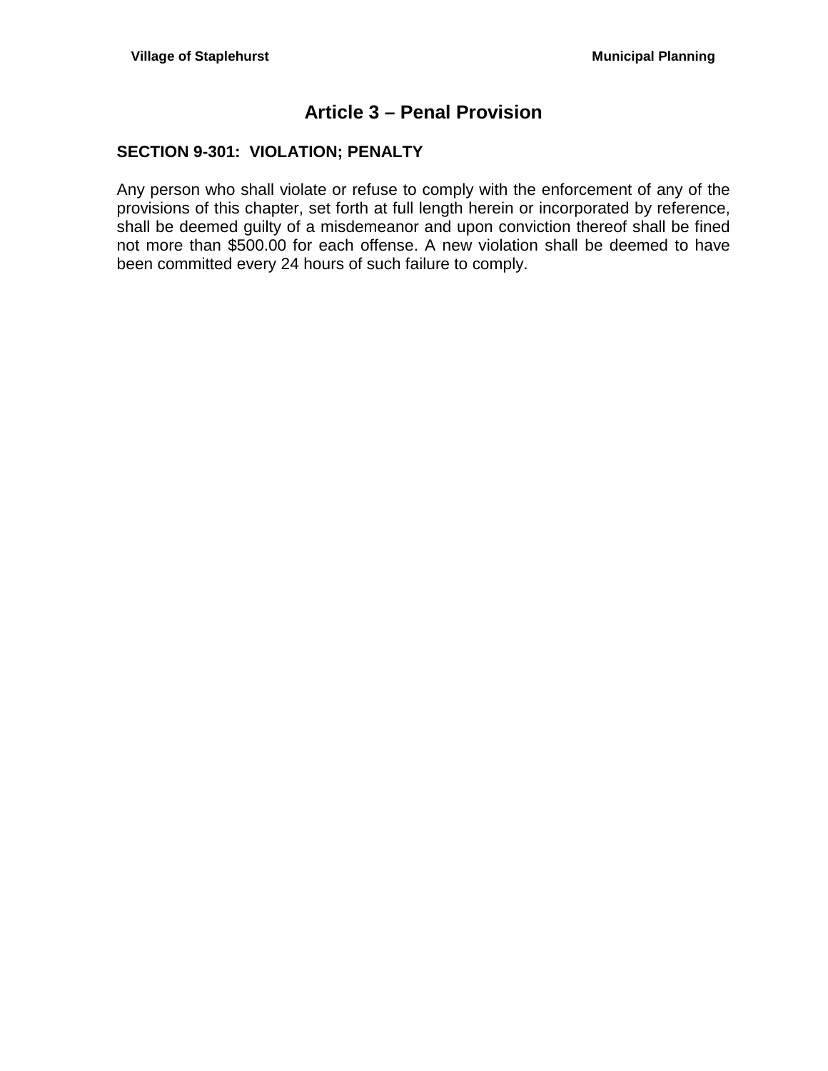# Article 3 – Penal Provision

## SECTION 9-301: VIOLATION; PENALTY

Any person who shall violate or refuse to comply with the enforcement of any of the provisions of this chapter, set forth at full length herein or incorporated by reference, shall be deemed guilty of a misdemeanor and upon conviction thereof shall be fined not more than $500.00 for each offense. A new violation shall be deemed to have been committed every 24 hours of such failure to comply.